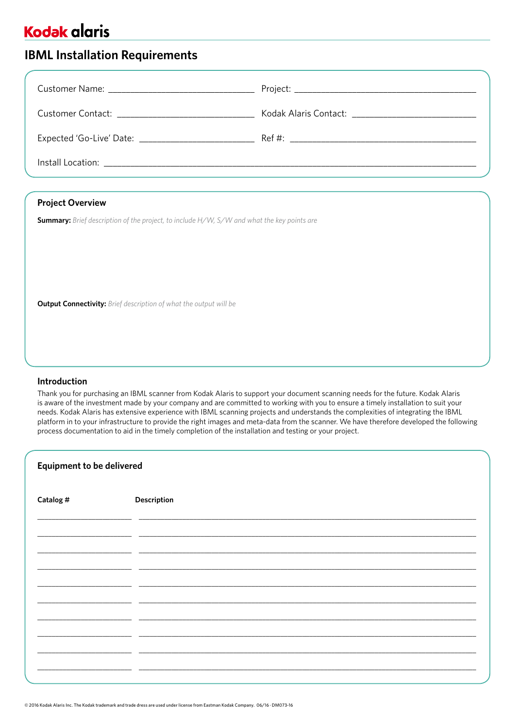Kodak alaris

# IBML Installation Requirements

Customer Name: ______________________________ Project: ______________________________

Customer Contact: ______________________________ Kodak Alaris Contact: ______________________________

Expected 'Go-Live' Date: ______________________________ Ref #: ______________________________

Install Location: ____________________________________________________________

## Project Overview

**Summary:** *Brief description of the project, to include H/W, S/W and what the key points are*

**Output Connectivity:** *Brief description of what the output will be*

## Introduction

Thank you for purchasing an IBML scanner from Kodak Alaris to support your document scanning needs for the future. Kodak Alaris is aware of the investment made by your company and are committed to working with you to ensure a timely installation to suit your needs. Kodak Alaris has extensive experience with IBML scanning projects and understands the complexities of integrating the IBML platform in to your infrastructure to provide the right images and meta-data from the scanner. We have therefore developed the following process documentation to aid in the timely completion of the installation and testing or your project.

## Equipment to be delivered

| Catalog # | Description |
| --- | --- |
| | |
| | |
| | |
| | |
| | |
| | |
| | |
| | |
| | |
| | |

© 2016 Kodak Alaris Inc. The Kodak trademark and trade dress are used under license from Eastman Kodak Company. 06/16 · DM073-16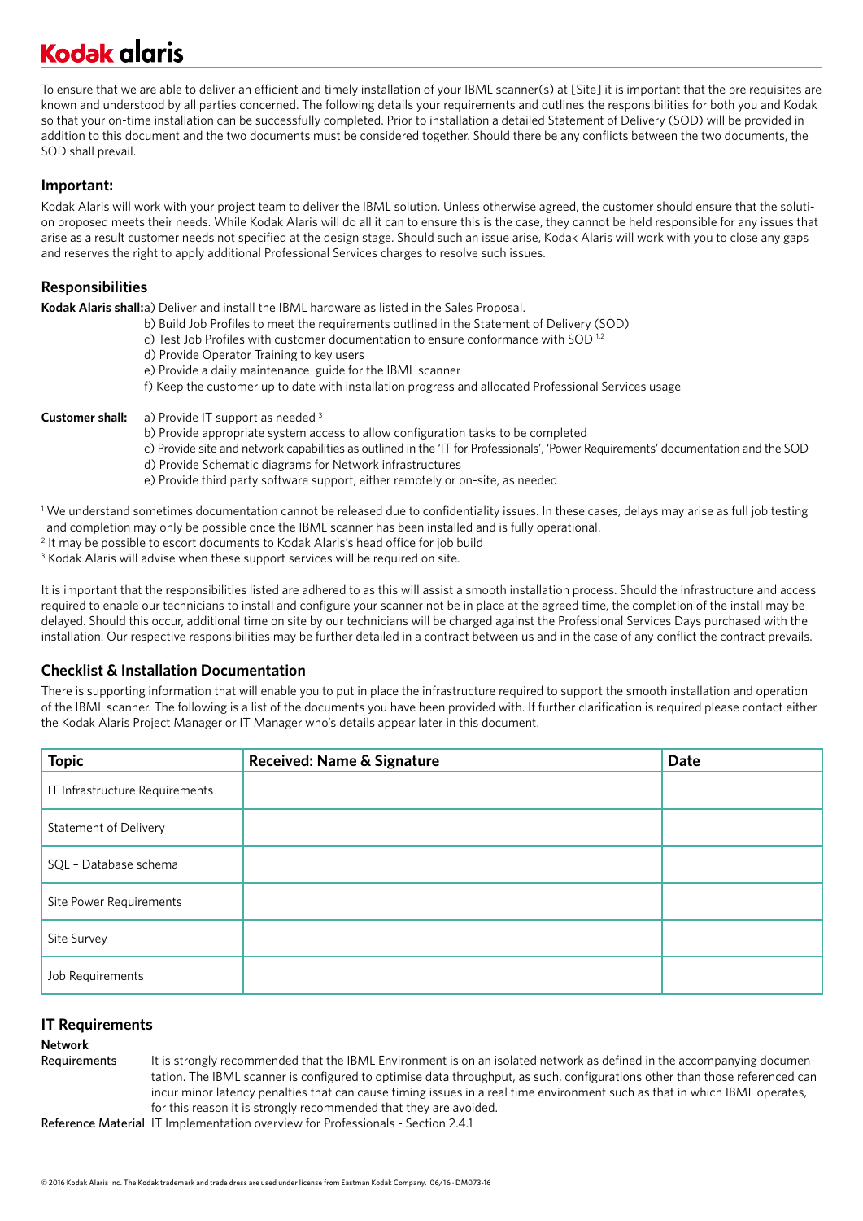# Kodak alaris

To ensure that we are able to deliver an efficient and timely installation of your IBML scanner(s) at [Site] it is important that the pre requisites are known and understood by all parties concerned. The following details your requirements and outlines the responsibilities for both you and Kodak so that your on-time installation can be successfully completed. Prior to installation a detailed Statement of Delivery (SOD) will be provided in addition to this document and the two documents must be considered together. Should there be any conflicts between the two documents, the SOD shall prevail.

## Important:

Kodak Alaris will work with your project team to deliver the IBML solution. Unless otherwise agreed, the customer should ensure that the solution proposed meets their needs. While Kodak Alaris will do all it can to ensure this is the case, they cannot be held responsible for any issues that arise as a result customer needs not specified at the design stage. Should such an issue arise, Kodak Alaris will work with you to close any gaps and reserves the right to apply additional Professional Services charges to resolve such issues.

## Responsibilities

**Kodak Alaris shall:** a) Deliver and install the IBML hardware as listed in the Sales Proposal.
b) Build Job Profiles to meet the requirements outlined in the Statement of Delivery (SOD)
c) Test Job Profiles with customer documentation to ensure conformance with SOD [1,2]
d) Provide Operator Training to key users
e) Provide a daily maintenance guide for the IBML scanner
f) Keep the customer up to date with installation progress and allocated Professional Services usage

**Customer shall:** a) Provide IT support as needed [3]
b) Provide appropriate system access to allow configuration tasks to be completed
c) Provide site and network capabilities as outlined in the 'IT for Professionals', 'Power Requirements' documentation and the SOD
d) Provide Schematic diagrams for Network infrastructures
e) Provide third party software support, either remotely or on-site, as needed

[1] We understand sometimes documentation cannot be released due to confidentiality issues. In these cases, delays may arise as full job testing and completion may only be possible once the IBML scanner has been installed and is fully operational.
[2] It may be possible to escort documents to Kodak Alaris's head office for job build
[3] Kodak Alaris will advise when these support services will be required on site.

It is important that the responsibilities listed are adhered to as this will assist a smooth installation process. Should the infrastructure and access required to enable our technicians to install and configure your scanner not be in place at the agreed time, the completion of the install may be delayed. Should this occur, additional time on site by our technicians will be charged against the Professional Services Days purchased with the installation. Our respective responsibilities may be further detailed in a contract between us and in the case of any conflict the contract prevails.

## Checklist & Installation Documentation

There is supporting information that will enable you to put in place the infrastructure required to support the smooth installation and operation of the IBML scanner. The following is a list of the documents you have been provided with. If further clarification is required please contact either the Kodak Alaris Project Manager or IT Manager who's details appear later in this document.

| Topic | Received: Name & Signature | Date |
|---|---|---|
| IT Infrastructure Requirements | | |
| Statement of Delivery | | |
| SQL – Database schema | | |
| Site Power Requirements | | |
| Site Survey | | |
| Job Requirements | | |

## IT Requirements

**Network Requirements**

It is strongly recommended that the IBML Environment is on an isolated network as defined in the accompanying documentation. The IBML scanner is configured to optimise data throughput, as such, configurations other than those referenced can incur minor latency penalties that can cause timing issues in a real time environment such as that in which IBML operates, for this reason it is strongly recommended that they are avoided.

**Reference Material** IT Implementation overview for Professionals - Section 2.4.1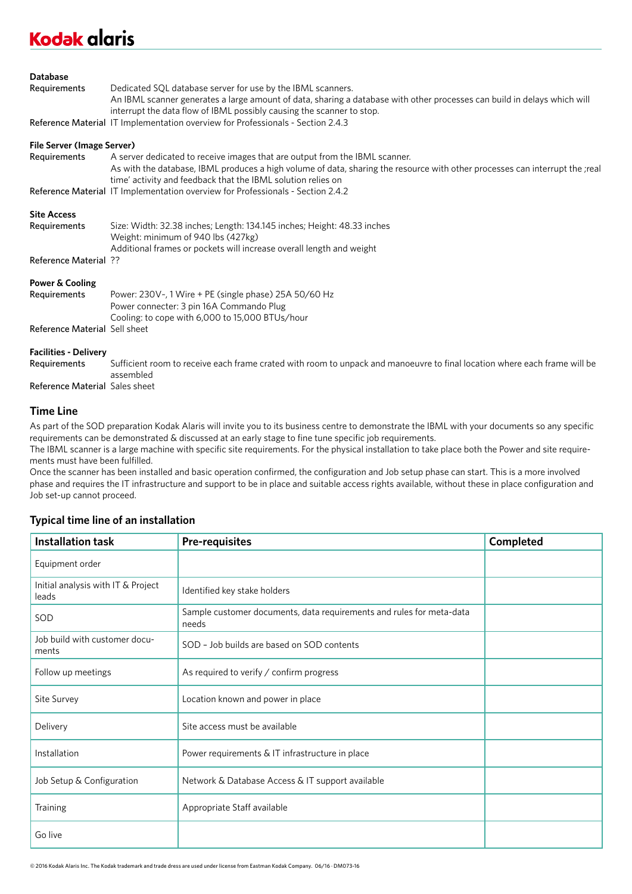**Database**

| | |
|---|---|
| Requirements | Dedicated SQL database server for use by the IBML scanners. An IBML scanner generates a large amount of data, sharing a database with other processes can build in delays which will interrupt the data flow of IBML possibly causing the scanner to stop. |
| Reference Material | IT Implementation overview for Professionals - Section 2.4.3 |

**File Server (Image Server)**

| | |
|---|---|
| Requirements | A server dedicated to receive images that are output from the IBML scanner. As with the database, IBML produces a high volume of data, sharing the resource with other processes can interrupt the ;real time' activity and feedback that the IBML solution relies on |
| Reference Material | IT Implementation overview for Professionals - Section 2.4.2 |

**Site Access**

| | |
|---|---|
| Requirements | Size: Width: 32.38 inches; Length: 134.145 inches; Height: 48.33 inches<br>Weight: minimum of 940 lbs (427kg)<br>Additional frames or pockets will increase overall length and weight |
| Reference Material | ?? |

**Power & Cooling**

| | |
|---|---|
| Requirements | Power: 230V~, 1 Wire + PE (single phase) 25A 50/60 Hz<br>Power connecter: 3 pin 16A Commando Plug<br>Cooling: to cope with 6,000 to 15,000 BTUs/hour |
| Reference Material | Sell sheet |

**Facilities - Delivery**

| | |
|---|---|
| Requirements | Sufficient room to receive each frame crated with room to unpack and manoeuvre to final location where each frame will be assembled |
| Reference Material | Sales sheet |

## Time Line

As part of the SOD preparation Kodak Alaris will invite you to its business centre to demonstrate the IBML with your documents so any specific requirements can be demonstrated & discussed at an early stage to fine tune specific job requirements.

The IBML scanner is a large machine with specific site requirements. For the physical installation to take place both the Power and site requirements must have been fulfilled.

Once the scanner has been installed and basic operation confirmed, the configuration and Job setup phase can start. This is a more involved phase and requires the IT infrastructure and support to be in place and suitable access rights available, without these in place configuration and Job set-up cannot proceed.

## Typical time line of an installation

| Installation task | Pre-requisites | Completed |
|---|---|---|
| Equipment order | | |
| Initial analysis with IT & Project leads | Identified key stake holders | |
| SOD | Sample customer documents, data requirements and rules for meta-data needs | |
| Job build with customer documents | SOD – Job builds are based on SOD contents | |
| Follow up meetings | As required to verify / confirm progress | |
| Site Survey | Location known and power in place | |
| Delivery | Site access must be available | |
| Installation | Power requirements & IT infrastructure in place | |
| Job Setup & Configuration | Network & Database Access & IT support available | |
| Training | Appropriate Staff available | |
| Go live | | |

© 2016 Kodak Alaris Inc. The Kodak trademark and trade dress are used under license from Eastman Kodak Company. 06/16 · DM073-16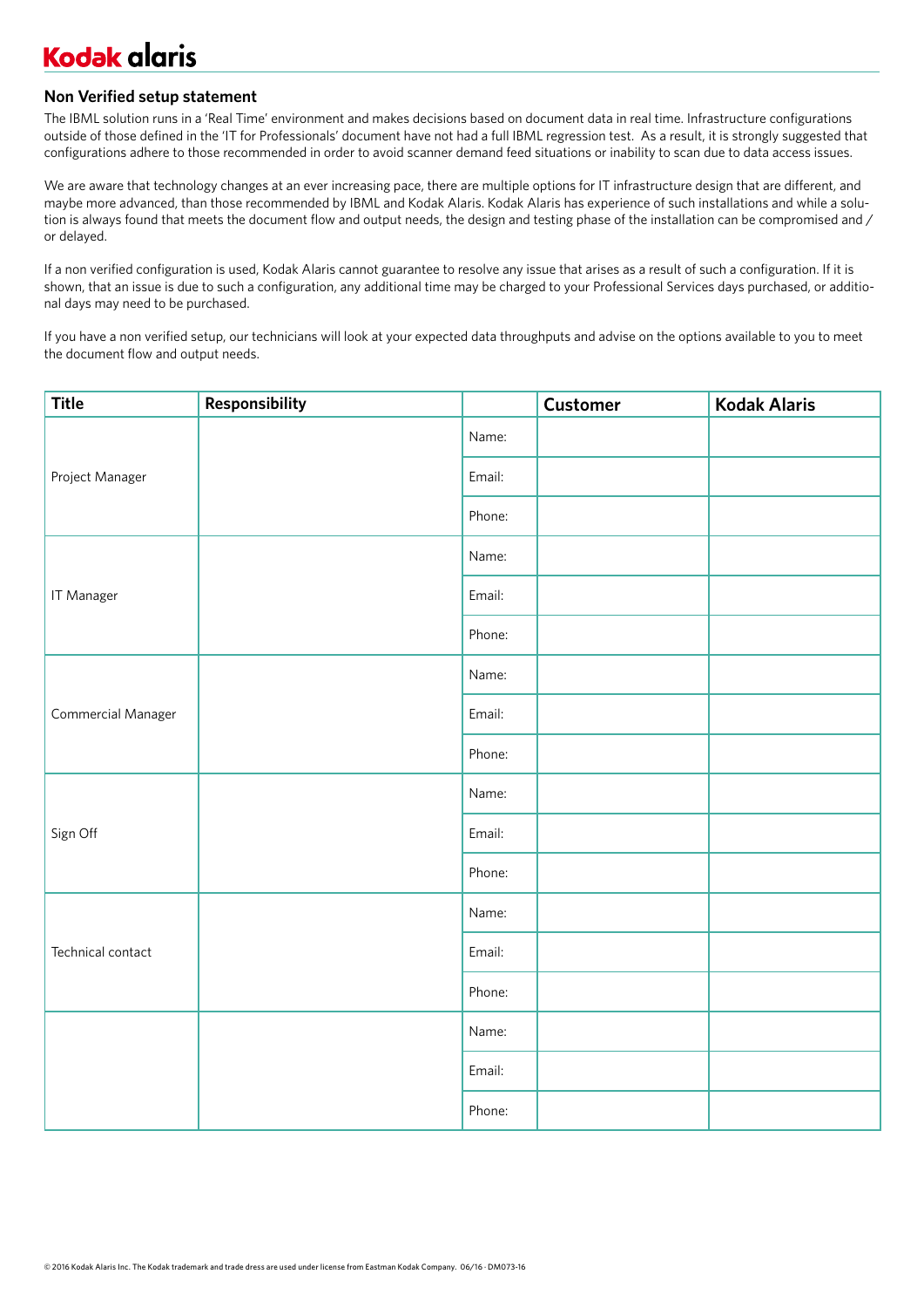## Non Verified setup statement

The IBML solution runs in a 'Real Time' environment and makes decisions based on document data in real time. Infrastructure configurations outside of those defined in the 'IT for Professionals' document have not had a full IBML regression test. As a result, it is strongly suggested that configurations adhere to those recommended in order to avoid scanner demand feed situations or inability to scan due to data access issues.

We are aware that technology changes at an ever increasing pace, there are multiple options for IT infrastructure design that are different, and maybe more advanced, than those recommended by IBML and Kodak Alaris. Kodak Alaris has experience of such installations and while a solution is always found that meets the document flow and output needs, the design and testing phase of the installation can be compromised and / or delayed.

If a non verified configuration is used, Kodak Alaris cannot guarantee to resolve any issue that arises as a result of such a configuration. If it is shown, that an issue is due to such a configuration, any additional time may be charged to your Professional Services days purchased, or additional days may need to be purchased.

If you have a non verified setup, our technicians will look at your expected data throughputs and advise on the options available to you to meet the document flow and output needs.

| Title | Responsibility | | Customer | Kodak Alaris |
|---|---|---|---|---|
| Project Manager | | Name: | | |
| | | Email: | | |
| | | Phone: | | |
| IT Manager | | Name: | | |
| | | Email: | | |
| | | Phone: | | |
| Commercial Manager | | Name: | | |
| | | Email: | | |
| | | Phone: | | |
| Sign Off | | Name: | | |
| | | Email: | | |
| | | Phone: | | |
| Technical contact | | Name: | | |
| | | Email: | | |
| | | Phone: | | |
| | | Name: | | |
| | | Email: | | |
| | | Phone: | | |

© 2016 Kodak Alaris Inc. The Kodak trademark and trade dress are used under license from Eastman Kodak Company. 06/16 · DM073-16